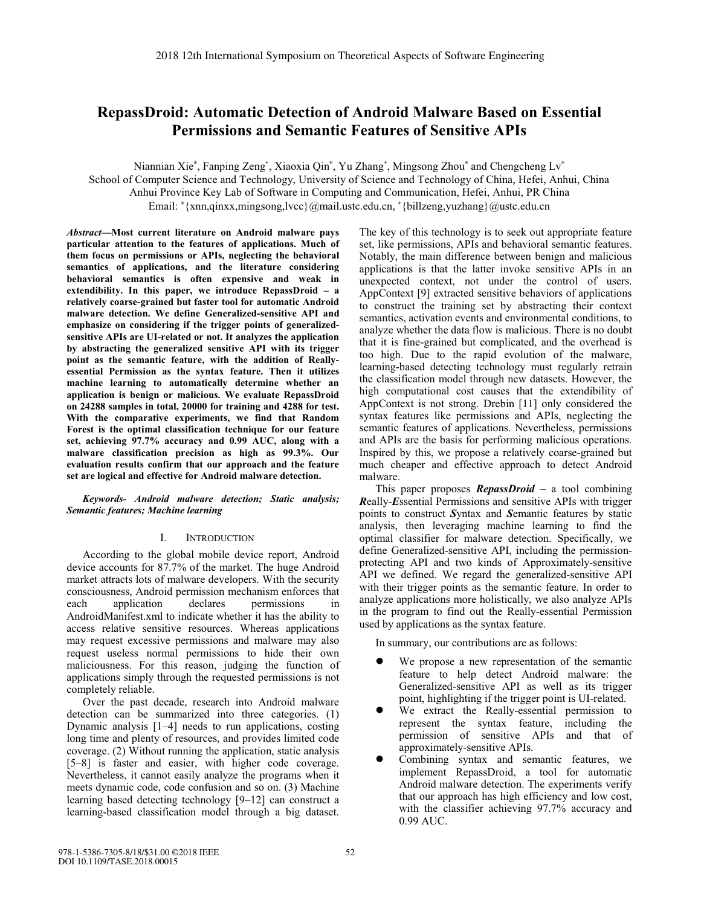# RepassDroid: Automatic Detection of Android Malware Based on Essential Permissions and Semantic Features of Sensitive APIs

Niannian Xie[*], Fanping Zeng[+], Xiaoxia Qin[*], Yu Zhang[+], Mingsong Zhou[*] and Chengcheng Lv[*]
School of Computer Science and Technology, University of Science and Technology of China, Hefei, Anhui, China
Anhui Province Key Lab of Software in Computing and Communication, Hefei, Anhui, PR China
Email: [*]{xnn,qinxx,mingsong,lvcc}@mail.ustc.edu.cn, [+]{billzeng,yuzhang}@ustc.edu.cn

***Abstract*—Most current literature on Android malware pays particular attention to the features of applications. Much of them focus on permissions or APIs, neglecting the behavioral semantics of applications, and the literature considering behavioral semantics is often expensive and weak in extendibility. In this paper, we introduce RepassDroid – a relatively coarse-grained but faster tool for automatic Android malware detection. We define Generalized-sensitive API and emphasize on considering if the trigger points of generalized-sensitive APIs are UI-related or not. It analyzes the application by abstracting the generalized sensitive API with its trigger point as the semantic feature, with the addition of Really-essential Permission as the syntax feature. Then it utilizes machine learning to automatically determine whether an application is benign or malicious. We evaluate RepassDroid on 24288 samples in total, 20000 for training and 4288 for test. With the comparative experiments, we find that Random Forest is the optimal classification technique for our feature set, achieving 97.7% accuracy and 0.99 AUC, along with a malware classification precision as high as 99.3%. Our evaluation results confirm that our approach and the feature set are logical and effective for Android malware detection.**

***Keywords- Android malware detection; Static analysis; Semantic features; Machine learning***

## I. Introduction

According to the global mobile device report, Android device accounts for 87.7% of the market. The huge Android market attracts lots of malware developers. With the security consciousness, Android permission mechanism enforces that each application declares permissions in AndroidManifest.xml to indicate whether it has the ability to access relative sensitive resources. Whereas applications may request excessive permissions and malware may also request useless normal permissions to hide their own maliciousness. For this reason, judging the function of applications simply through the requested permissions is not completely reliable.

Over the past decade, research into Android malware detection can be summarized into three categories. (1) Dynamic analysis [1–4] needs to run applications, costing long time and plenty of resources, and provides limited code coverage. (2) Without running the application, static analysis [5–8] is faster and easier, with higher code coverage. Nevertheless, it cannot easily analyze the programs when it meets dynamic code, code confusion and so on. (3) Machine learning based detecting technology [9–12] can construct a learning-based classification model through a big dataset. The key of this technology is to seek out appropriate feature set, like permissions, APIs and behavioral semantic features. Notably, the main difference between benign and malicious applications is that the latter invoke sensitive APIs in an unexpected context, not under the control of users. AppContext [9] extracted sensitive behaviors of applications to construct the training set by abstracting their context semantics, activation events and environmental conditions, to analyze whether the data flow is malicious. There is no doubt that it is fine-grained but complicated, and the overhead is too high. Due to the rapid evolution of the malware, learning-based detecting technology must regularly retrain the classification model through new datasets. However, the high computational cost causes that the extendibility of AppContext is not strong. Drebin [11] only considered the syntax features like permissions and APIs, neglecting the semantic features of applications. Nevertheless, permissions and APIs are the basis for performing malicious operations. Inspired by this, we propose a relatively coarse-grained but much cheaper and effective approach to detect Android malware.

This paper proposes ***RepassDroid*** – a tool combining ***R***eally-***E***ssential Permissions and sensitive APIs with trigger points to construct ***S***yntax and ***S***emantic features by static analysis, then leveraging machine learning to find the optimal classifier for malware detection. Specifically, we define Generalized-sensitive API, including the permission-protecting API and two kinds of Approximately-sensitive API we defined. We regard the generalized-sensitive API with their trigger points as the semantic feature. In order to analyze applications more holistically, we also analyze APIs in the program to find out the Really-essential Permission used by applications as the syntax feature.

In summary, our contributions are as follows:

- We propose a new representation of the semantic feature to help detect Android malware: the Generalized-sensitive API as well as its trigger point, highlighting if the trigger point is UI-related.
- We extract the Really-essential permission to represent the syntax feature, including the permission of sensitive APIs and that of approximately-sensitive APIs.
- Combining syntax and semantic features, we implement RepassDroid, a tool for automatic Android malware detection. The experiments verify that our approach has high efficiency and low cost, with the classifier achieving 97.7% accuracy and 0.99 AUC.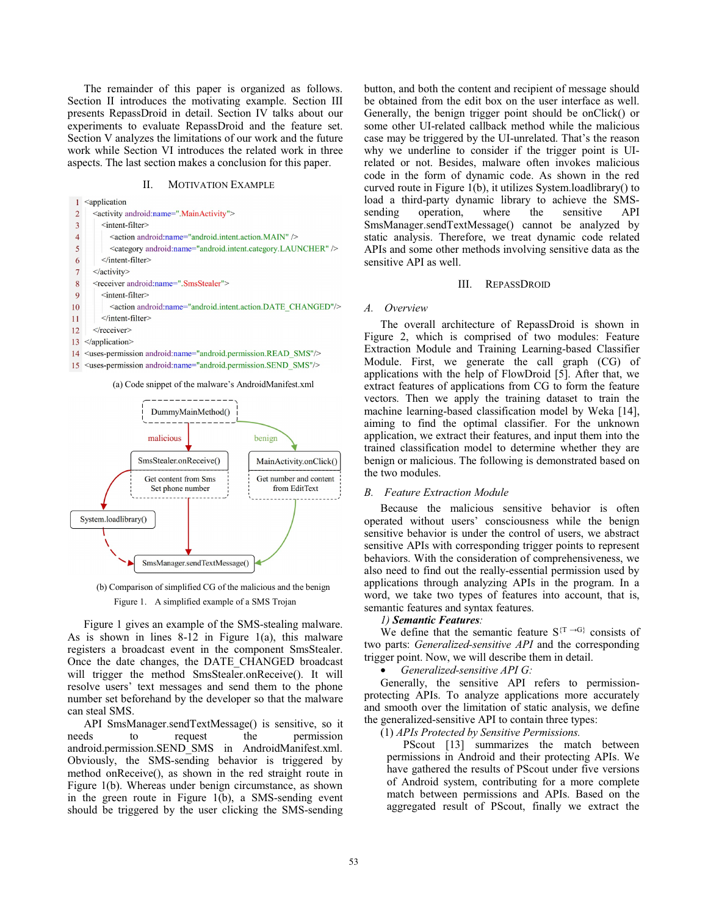The remainder of this paper is organized as follows. Section II introduces the motivating example. Section III presents RepassDroid in detail. Section IV talks about our experiments to evaluate RepassDroid and the feature set. Section V analyzes the limitations of our work and the future work while Section VI introduces the related work in three aspects. The last section makes a conclusion for this paper.

## II. Motivation Example

```
1  <application
2    <activity android:name=".MainActivity">
3      <intent-filter>
4        <action android:name="android.intent.action.MAIN" />
5        <category android:name="android.intent.category.LAUNCHER" />
6      </intent-filter>
7    </activity>
8    <receiver android:name=".SmsStealer">
9      <intent-filter>
10       <action android:name="android.intent.action.DATE_CHANGED"/>
11     </intent-filter>
12   </receiver>
13 </application>
14 <uses-permission android:name="android.permission.READ_SMS"/>
15 <uses-permission android:name="android.permission.SEND_SMS"/>
```

(a) Code snippet of the malware's AndroidManifest.xml

DummyMainMethod()

malicious — benign

SmsStealer.onReceive() — Get content from Sms, Set phone number

MainActivity.onClick() — Get number and content from EditText

System.loadlibrary()

SmsManager.sendTextMessage()

(b) Comparison of simplified CG of the malicious and the benign

Figure 1. A simplified example of a SMS Trojan

Figure 1 gives an example of the SMS-stealing malware. As is shown in lines 8-12 in Figure 1(a), this malware registers a broadcast event in the component SmsStealer. Once the date changes, the DATE_CHANGED broadcast will trigger the method SmsStealer.onReceive(). It will resolve users' text messages and send them to the phone number set beforehand by the developer so that the malware can steal SMS.

API SmsManager.sendTextMessage() is sensitive, so it needs to request the permission android.permission.SEND_SMS in AndroidManifest.xml. Obviously, the SMS-sending behavior is triggered by method onReceive(), as shown in the red straight route in Figure 1(b). Whereas under benign circumstance, as shown in the green route in Figure 1(b), a SMS-sending event should be triggered by the user clicking the SMS-sending button, and both the content and recipient of message should be obtained from the edit box on the user interface as well. Generally, the benign trigger point should be onClick() or some other UI-related callback method while the malicious case may be triggered by the UI-unrelated. That's the reason why we underline to consider if the trigger point is UI-related or not. Besides, malware often invokes malicious code in the form of dynamic code. As shown in the red curved route in Figure 1(b), it utilizes System.loadlibrary() to load a third-party dynamic library to achieve the SMS-sending operation, where the sensitive API SmsManager.sendTextMessage() cannot be analyzed by static analysis. Therefore, we treat dynamic code related APIs and some other methods involving sensitive data as the sensitive API as well.

## III. RepassDroid

### A. Overview

The overall architecture of RepassDroid is shown in Figure 2, which is comprised of two modules: Feature Extraction Module and Training Learning-based Classifier Module. First, we generate the call graph (CG) of applications with the help of FlowDroid [5]. After that, we extract features of applications from CG to form the feature vectors. Then we apply the training dataset to train the machine learning-based classification model by Weka [14], aiming to find the optimal classifier. For the unknown application, we extract their features, and input them into the trained classification model to determine whether they are benign or malicious. The following is demonstrated based on the two modules.

### B. Feature Extraction Module

Because the malicious sensitive behavior is often operated without users' consciousness while the benign sensitive behavior is under the control of users, we abstract sensitive APIs with corresponding trigger points to represent behaviors. With the consideration of comprehensiveness, we also need to find out the really-essential permission used by applications through analyzing APIs in the program. In a word, we take two types of features into account, that is, semantic features and syntax features.

*1) **Semantic Features**:*

We define that the semantic feature $S^{\{T \rightarrow G\}}$ consists of two parts: *Generalized-sensitive API* and the corresponding trigger point. Now, we will describe them in detail.

- *Generalized-sensitive API G:*

Generally, the sensitive API refers to permission-protecting APIs. To analyze applications more accurately and smooth over the limitation of static analysis, we define the generalized-sensitive API to contain three types:

(1) *APIs Protected by Sensitive Permissions.*

PScout [13] summarizes the match between permissions in Android and their protecting APIs. We have gathered the results of PScout under five versions of Android system, contributing for a more complete match between permissions and APIs. Based on the aggregated result of PScout, finally we extract the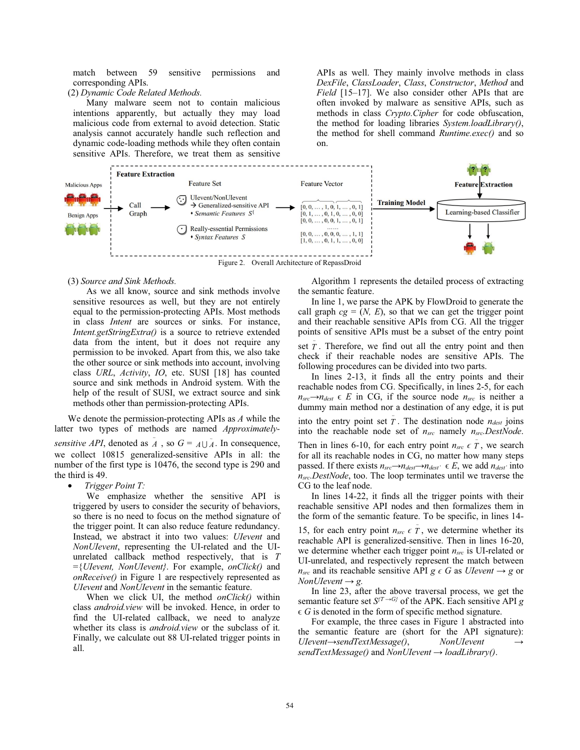match between 59 sensitive permissions and corresponding APIs.

(2) *Dynamic Code Related Methods.*

Many malware seem not to contain malicious intentions apparently, but actually they may load malicious code from external to avoid detection. Static analysis cannot accurately handle such reflection and dynamic code-loading methods while they often contain sensitive APIs. Therefore, we treat them as sensitive APIs as well. They mainly involve methods in class *DexFile*, *ClassLoader*, *Class*, *Constructor*, *Method* and *Field* [15–17]. We also consider other APIs that are often invoked by malware as sensitive APIs, such as methods in class *Crypto.Cipher* for code obfuscation, the method for loading libraries *System.loadLibrary()*, the method for shell command *Runtime.exec()* and so on.

Figure 2. Overall Architecture of RepassDroid

(3) *Source and Sink Methods.*

As we all know, source and sink methods involve sensitive resources as well, but they are not entirely equal to the permission-protecting APIs. Most methods in class *Intent* are sources or sinks. For instance, *Intent.getStringExtra()* is a source to retrieve extended data from the intent, but it does not require any permission to be invoked. Apart from this, we also take the other source or sink methods into account, involving class *URL*, *Activity*, *IO*, etc. SUSI [18] has counted source and sink methods in Android system. With the help of the result of SUSI, we extract source and sink methods other than permission-protecting APIs.

We denote the permission-protecting APIs as $A$ while the latter two types of methods are named *Approximately-sensitive API*, denoted as $\bar{A}$ , so $G = A \cup \bar{A}$. In consequence, we collect 10815 generalized-sensitive APIs in all: the number of the first type is 10476, the second type is 290 and the third is 49.

- *Trigger Point T:*

  We emphasize whether the sensitive API is triggered by users to consider the security of behaviors, so there is no need to focus on the method signature of the trigger point. It can also reduce feature redundancy. Instead, we abstract it into two values: *UIevent* and *NonUIevent*, representing the UI-related and the UI-unrelated callback method respectively, that is $T$ ={*UIevent, NonUIevent*}. For example, *onClick()* and *onReceive()* in Figure 1 are respectively represented as *UIevent* and *NonUIevent* in the semantic feature.

  When we click UI, the method *onClick()* within class *android.view* will be invoked. Hence, in order to find the UI-related callback, we need to analyze whether its class is *android.view* or the subclass of it. Finally, we calculate out 88 UI-related trigger points in all.

Algorithm 1 represents the detailed process of extracting the semantic feature.

In line 1, we parse the APK by FlowDroid to generate the call graph $cg = (N, E)$, so that we can get the trigger point and their reachable sensitive APIs from CG. All the trigger points of sensitive APIs must be a subset of the entry point set $\bar{T}$. Therefore, we find out all the entry point and then check if their reachable nodes are sensitive APIs. The following procedures can be divided into two parts.

In lines 2-13, it finds all the entry points and their reachable nodes from CG. Specifically, in lines 2-5, for each $n_{src} \rightarrow n_{dest} \in E$ in CG, if the source node $n_{src}$ is neither a dummy main method nor a destination of any edge, it is put into the entry point set $\bar{T}$. The destination node $n_{dest}$ joins into the reachable node set of $n_{src}$ namely $n_{src}.DestNode$. Then in lines 6-10, for each entry point $n_{src} \in \bar{T}$, we search for all its reachable nodes in CG, no matter how many steps passed. If there exists $n_{src} \rightarrow n_{dest} \rightarrow n_{dest'} \in E$, we add $n_{dest'}$ into $n_{src}.DestNode$, too. The loop terminates until we traverse the CG to the leaf node.

In lines 14-22, it finds all the trigger points with their reachable sensitive API nodes and then formalizes them in the form of the semantic feature. To be specific, in lines 14-15, for each entry point $n_{src} \in \bar{T}$, we determine whether its reachable API is generalized-sensitive. Then in lines 16-20, we determine whether each trigger point $n_{src}$ is UI-related or UI-unrelated, and respectively represent the match between $n_{src}$ and its reachable sensitive API $g \in G$ as *UIevent* → *g* or *NonUIevent* → *g*.

In line 23, after the above traversal process, we get the semantic feature set $S^{\{T \rightarrow G\}}$ of the APK. Each sensitive API $g \in G$ is denoted in the form of specific method signature.

For example, the three cases in Figure 1 abstracted into the semantic feature are (short for the API signature): *UIevent→sendTextMessage()*, *NonUIevent → sendTextMessage()* and *NonUIevent → loadLibrary()*.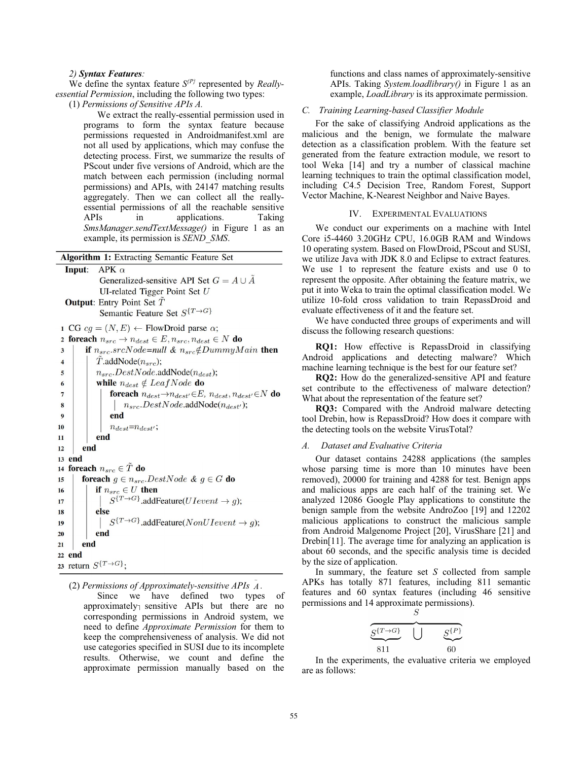*2) **Syntax Features**:*

We define the syntax feature $S^{\{P\}}$ represented by *Really-essential Permission*, including the following two types:

(1) *Permissions of Sensitive APIs A.*

We extract the really-essential permission used in programs to form the syntax feature because permissions requested in Androidmanifest.xml are not all used by applications, which may confuse the detecting process. First, we summarize the results of PScout under five versions of Android, which are the match between each permission (including normal permissions) and APIs, with 24147 matching results aggregately. Then we can collect all the really-essential permissions of all the reachable sensitive APIs in applications. Taking *SmsManager.sendTextMessage()* in Figure 1 as an example, its permission is *SEND_SMS*.

**Algorithm 1:** Extracting Semantic Feature Set

**Input**: APK $\alpha$
Generalized-sensitive API Set $G = A \cup \tilde{A}$
UI-related Tigger Point Set $U$

**Output**: Entry Point Set $\tilde{T}$
Semantic Feature Set $S^{\{T\to G\}}$

```
1  CG cg = (N, E) ← FlowDroid parse α;
2  foreach n_src → n_dest ∈ E, n_src, n_dest ∈ N do
3      if n_src.srcNode=null & n_src ∉ DummyMain then
4          T̃.addNode(n_src);
5          n_src.DestNode.addNode(n_dest);
6          while n_dest ∉ LeafNode do
7              foreach n_dest → n_dest' ∈ E, n_dest, n_dest' ∈ N do
8                  n_src.DestNode.addNode(n_dest');
9              end
10             n_dest = n_dest';
11         end
12     end
13 end
14 foreach n_src ∈ T̃ do
15     foreach g ∈ n_src.DestNode & g ∈ G do
16         if n_src ∈ U then
17             S^{T→G}.addFeature(UIevent → g);
18         else
19             S^{T→G}.addFeature(NonUIevent → g);
20         end
21     end
22 end
23 return S^{T→G};
```

(2) *Permissions of Approximately-sensitive APIs* $\tilde{A}$.

Since we have defined two types of approximately sensitive APIs but there are no corresponding permissions in Android system, we need to define *Approximate Permission* for them to keep the comprehensiveness of analysis. We did not use categories specified in SUSI due to its incomplete results. Otherwise, we count and define the approximate permission manually based on the functions and class names of approximately-sensitive APIs. Taking *System.loadlibrary()* in Figure 1 as an example, *LoadLibrary* is its approximate permission.

### C. Training Learning-based Classifier Module

For the sake of classifying Android applications as the malicious and the benign, we formulate the malware detection as a classification problem. With the feature set generated from the feature extraction module, we resort to tool Weka [14] and try a number of classical machine learning techniques to train the optimal classification model, including C4.5 Decision Tree, Random Forest, Support Vector Machine, K-Nearest Neighbor and Naive Bayes.

## IV. Experimental Evaluations

We conduct our experiments on a machine with Intel Core i5-4460 3.20GHz CPU, 16.0GB RAM and Windows 10 operating system. Based on FlowDroid, PScout and SUSI, we utilize Java with JDK 8.0 and Eclipse to extract features. We use 1 to represent the feature exists and use 0 to represent the opposite. After obtaining the feature matrix, we put it into Weka to train the optimal classification model. We utilize 10-fold cross validation to train RepassDroid and evaluate effectiveness of it and the feature set.

We have conducted three groups of experiments and will discuss the following research questions:

**RQ1:** How effective is RepassDroid in classifying Android applications and detecting malware? Which machine learning technique is the best for our feature set?

**RQ2:** How do the generalized-sensitive API and feature set contribute to the effectiveness of malware detection? What about the representation of the feature set?

**RQ3:** Compared with the Android malware detecting tool Drebin, how is RepassDroid? How does it compare with the detecting tools on the website VirusTotal?

### A. Dataset and Evaluative Criteria

Our dataset contains 24288 applications (the samples whose parsing time is more than 10 minutes have been removed), 20000 for training and 4288 for test. Benign apps and malicious apps are each half of the training set. We analyzed 12086 Google Play applications to constitute the benign sample from the website AndroZoo [19] and 12202 malicious applications to construct the malicious sample from Android Malgenome Project [20], VirusShare [21] and Drebin[11]. The average time for analyzing an application is about 60 seconds, and the specific analysis time is decided by the size of application.

In summary, the feature set $S$ collected from sample APKs has totally 871 features, including 811 semantic features and 60 syntax features (including 46 sensitive permissions and 14 approximate permissions).

$$S = \underbrace{S^{\{T\to G\}}}_{811} \cup \underbrace{S^{\{P\}}}_{60}$$

In the experiments, the evaluative criteria we employed are as follows: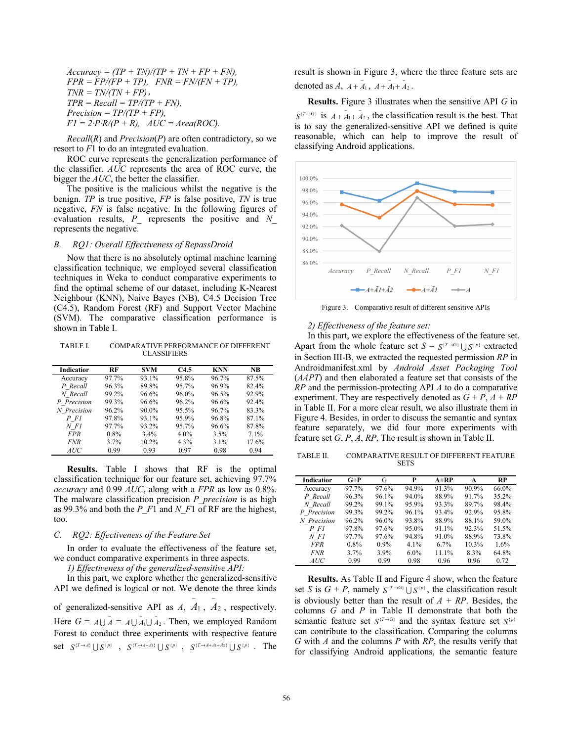$Accuracy = (TP + TN)/(TP + TN + FP + FN)$,
$FPR = FP/(FP + TP)$, $FNR = FN/(FN + TP)$,
$TNR = TN/(TN + FP)$,
$TPR = Recall = TP/(TP + FN)$,
$Precision = TP/(TP + FP)$,
$F1 = 2{\cdot}P{\cdot}R/(P + R)$, $AUC = Area(ROC)$.

*Recall*(*R*) and *Precision*(*P*) are often contradictory, so we resort to *F*1 to do an integrated evaluation.

ROC curve represents the generalization performance of the classifier. *AUC* represents the area of ROC curve, the bigger the *AUC*, the better the classifier.

The positive is the malicious whilst the negative is the benign. *TP* is true positive, *FP* is false positive, *TN* is true negative, *FN* is false negative. In the following figures of evaluation results, *P_* represents the positive and *N_* represents the negative.

### B. RQ1: Overall Effectiveness of RepassDroid

Now that there is no absolutely optimal machine learning classification technique, we employed several classification techniques in Weka to conduct comparative experiments to find the optimal scheme of our dataset, including K-Nearest Neighbour (KNN), Naive Bayes (NB), C4.5 Decision Tree (C4.5), Random Forest (RF) and Support Vector Machine (SVM). The comparative classification performance is shown in Table I.

TABLE I. COMPARATIVE PERFORMANCE OF DIFFERENT CLASSIFIERS

| Indicator | RF | SVM | C4.5 | KNN | NB |
|---|---|---|---|---|---|
| Accuracy | 97.7% | 93.1% | 95.8% | 96.7% | 87.5% |
| *P_Recall* | 96.3% | 89.8% | 95.7% | 96.9% | 82.4% |
| *N_Recall* | 99.2% | 96.6% | 96.0% | 96.5% | 92.9% |
| *P_Precision* | 99.3% | 96.6% | 96.2% | 96.6% | 92.4% |
| *N_Precision* | 96.2% | 90.0% | 95.5% | 96.7% | 83.3% |
| *P_F1* | 97.8% | 93.1% | 95.9% | 96.8% | 87.1% |
| *N_F1* | 97.7% | 93.2% | 95.7% | 96.6% | 87.8% |
| *FPR* | 0.8% | 3.4% | 4.0% | 3.5% | 7.1% |
| *FNR* | 3.7% | 10.2% | 4.3% | 3.1% | 17.6% |
| *AUC* | 0.99 | 0.93 | 0.97 | 0.98 | 0.94 |

**Results.** Table I shows that RF is the optimal classification technique for our feature set, achieving 97.7% *accuracy* and 0.99 *AUC*, along with a *FPR* as low as 0.8%. The malware classification precision *P_precision* is as high as 99.3% and both the *P_F*1 and *N_F*1 of RF are the highest, too.

### C. RQ2: Effectiveness of the Feature Set

In order to evaluate the effectiveness of the feature set, we conduct comparative experiments in three aspects.

*1) Effectiveness of the generalized-sensitive API:*

In this part, we explore whether the generalized-sensitive API we defined is logical or not. We denote the three kinds of generalized-sensitive API as $A$, $\tilde{A}_1$, $\tilde{A}_2$, respectively. Here $G = A \cup \tilde{A} = A \cup \tilde{A}_1 \cup \tilde{A}_2$. Then, we employed Random Forest to conduct three experiments with respective feature set $S^{\{T\to A\}} \cup S^{\{p\}}$, $S^{\{T\to A+\tilde{A}_1\}} \cup S^{\{p\}}$, $S^{\{T\to A+\tilde{A}_1+\tilde{A}_2\}} \cup S^{\{p\}}$. The result is shown in Figure 3, where the three feature sets are denoted as $A$, $A+\tilde{A}_1$, $A+\tilde{A}_1+\tilde{A}_2$.

**Results.** Figure 3 illustrates when the sensitive API $G$ in $S^{\{T\to G\}}$ is $A+\tilde{A}_1+\tilde{A}_2$, the classification result is the best. That is to say the generalized-sensitive API we defined is quite reasonable, which can help to improve the result of classifying Android applications.

Figure 3. Comparative result of different sensitive APIs

*2) Effectiveness of the feature set:*

In this part, we explore the effectiveness of the feature set. Apart from the whole feature set $S = S^{\{T\to G\}} \cup S^{\{p\}}$ extracted in Section III-B, we extracted the requested permission *RP* in Androidmanifest.xml by *Android Asset Packaging Tool* (*AAPT*) and then elaborated a feature set that consists of the *RP* and the permission-protecting API *A* to do a comparative experiment. They are respectively denoted as *G* + *P*, *A* + *RP* in Table II. For a more clear result, we also illustrate them in Figure 4. Besides, in order to discuss the semantic and syntax feature separately, we did four more experiments with feature set *G*, *P*, *A*, *RP*. The result is shown in Table II.

TABLE II. COMPARATIVE RESULT OF DIFFERENT FEATURE SETS

| Indicator | G+P | G | P | A+RP | A | RP |
|---|---|---|---|---|---|---|
| Accuracy | 97.7% | 97.6% | 94.9% | 91.3% | 90.9% | 66.0% |
| *P_Recall* | 96.3% | 96.1% | 94.0% | 88.9% | 91.7% | 35.2% |
| *N_Recall* | 99.2% | 99.1% | 95.9% | 93.3% | 89.7% | 98.4% |
| *P_Precision* | 99.3% | 99.2% | 96.1% | 93.4% | 92.9% | 95.8% |
| *N_Precision* | 96.2% | 96.0% | 93.8% | 88.9% | 88.1% | 59.0% |
| *P_F1* | 97.8% | 97.6% | 95.0% | 91.1% | 92.3% | 51.5% |
| *N_F1* | 97.7% | 97.6% | 94.8% | 91.0% | 88.9% | 73.8% |
| *FPR* | 0.8% | 0.9% | 4.1% | 6.7% | 10.3% | 1.6% |
| *FNR* | 3.7% | 3.9% | 6.0% | 11.1% | 8.3% | 64.8% |
| *AUC* | 0.99 | 0.99 | 0.98 | 0.96 | 0.96 | 0.72 |

**Results.** As Table II and Figure 4 show, when the feature set *S* is *G* + *P*, namely $S^{\{T\to G\}} \cup S^{\{p\}}$, the classification result is obviously better than the result of *A* + *RP*. Besides, the columns *G* and *P* in Table II demonstrate that both the semantic feature set $S^{\{T\to G\}}$ and the syntax feature set $S^{\{p\}}$ can contribute to the classification. Comparing the columns *G* with *A* and the columns *P* with *RP*, the results verify that for classifying Android applications, the semantic feature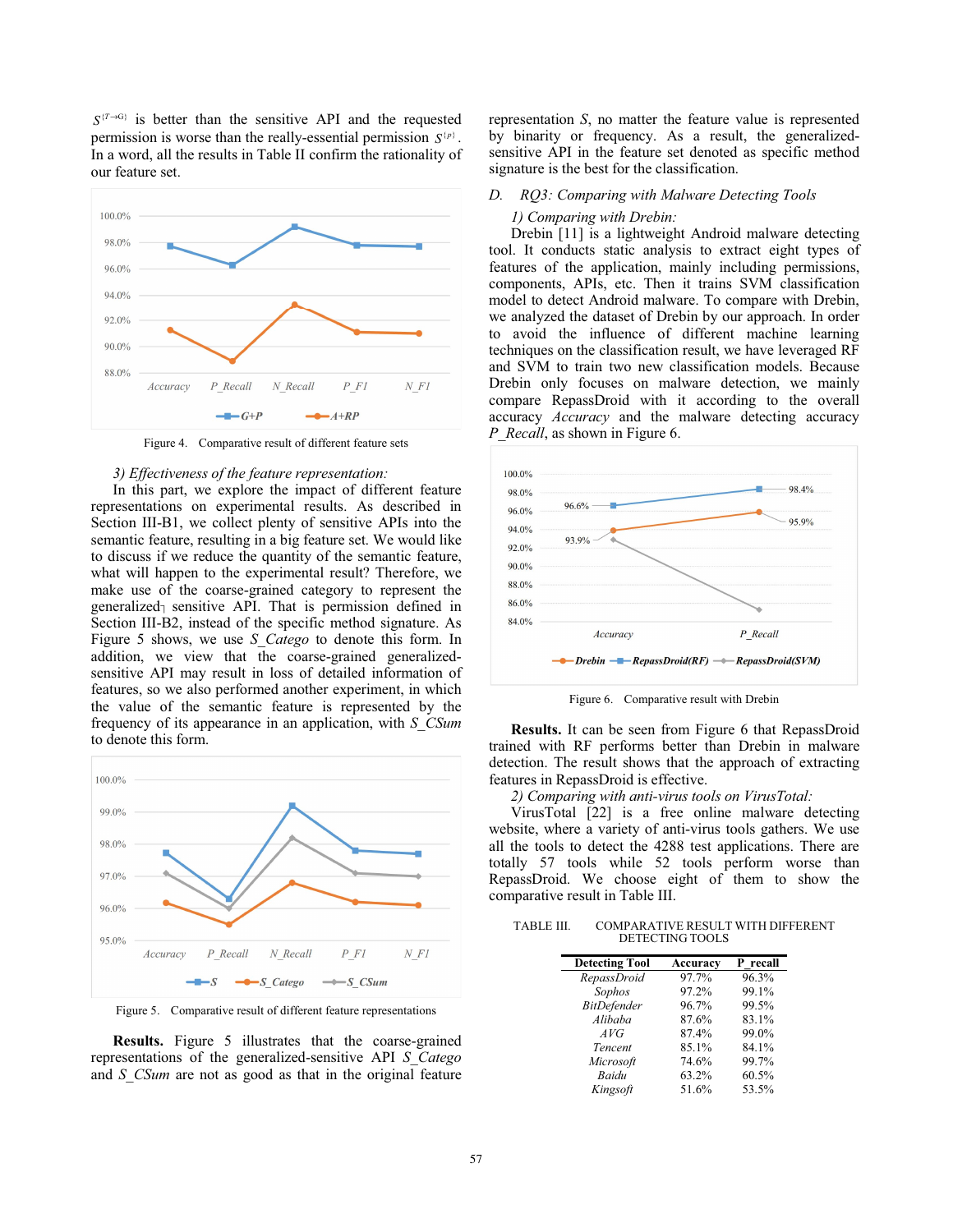$S^{\{T \to G\}}$ is better than the sensitive API and the requested permission is worse than the really-essential permission $S^{\{P\}}$. In a word, all the results in Table II confirm the rationality of our feature set.

Figure 4. Comparative result of different feature sets

*3) Effectiveness of the feature representation:*

In this part, we explore the impact of different feature representations on experimental results. As described in Section III-B1, we collect plenty of sensitive APIs into the semantic feature, resulting in a big feature set. We would like to discuss if we reduce the quantity of the semantic feature, what will happen to the experimental result? Therefore, we make use of the coarse-grained category to represent the generalized-sensitive API. That is permission defined in Section III-B2, instead of the specific method signature. As Figure 5 shows, we use *S_Catego* to denote this form. In addition, we view that the coarse-grained generalized-sensitive API may result in loss of detailed information of features, so we also performed another experiment, in which the value of the semantic feature is represented by the frequency of its appearance in an application, with *S_CSum* to denote this form.

Figure 5. Comparative result of different feature representations

**Results.** Figure 5 illustrates that the coarse-grained representations of the generalized-sensitive API *S_Catego* and *S_CSum* are not as good as that in the original feature representation *S*, no matter the feature value is represented by binarity or frequency. As a result, the generalized-sensitive API in the feature set denoted as specific method signature is the best for the classification.

## D. RQ3: Comparing with Malware Detecting Tools

*1) Comparing with Drebin:*

Drebin [11] is a lightweight Android malware detecting tool. It conducts static analysis to extract eight types of features of the application, mainly including permissions, components, APIs, etc. Then it trains SVM classification model to detect Android malware. To compare with Drebin, we analyzed the dataset of Drebin by our approach. In order to avoid the influence of different machine learning techniques on the classification result, we have leveraged RF and SVM to train two new classification models. Because Drebin only focuses on malware detection, we mainly compare RepassDroid with it according to the overall accuracy *Accuracy* and the malware detecting accuracy *P_Recall*, as shown in Figure 6.

Figure 6. Comparative result with Drebin

**Results.** It can be seen from Figure 6 that RepassDroid trained with RF performs better than Drebin in malware detection. The result shows that the approach of extracting features in RepassDroid is effective.

*2) Comparing with anti-virus tools on VirusTotal:*

VirusTotal [22] is a free online malware detecting website, where a variety of anti-virus tools gathers. We use all the tools to detect the 4288 test applications. There are totally 57 tools while 52 tools perform worse than RepassDroid. We choose eight of them to show the comparative result in Table III.

TABLE III. COMPARATIVE RESULT WITH DIFFERENT DETECTING TOOLS

| Detecting Tool | Accuracy | P_recall |
|---|---|---|
| *RepassDroid* | 97.7% | 96.3% |
| *Sophos* | 97.2% | 99.1% |
| *BitDefender* | 96.7% | 99.5% |
| *Alibaba* | 87.6% | 83.1% |
| *AVG* | 87.4% | 99.0% |
| *Tencent* | 85.1% | 84.1% |
| *Microsoft* | 74.6% | 99.7% |
| *Baidu* | 63.2% | 60.5% |
| *Kingsoft* | 51.6% | 53.5% |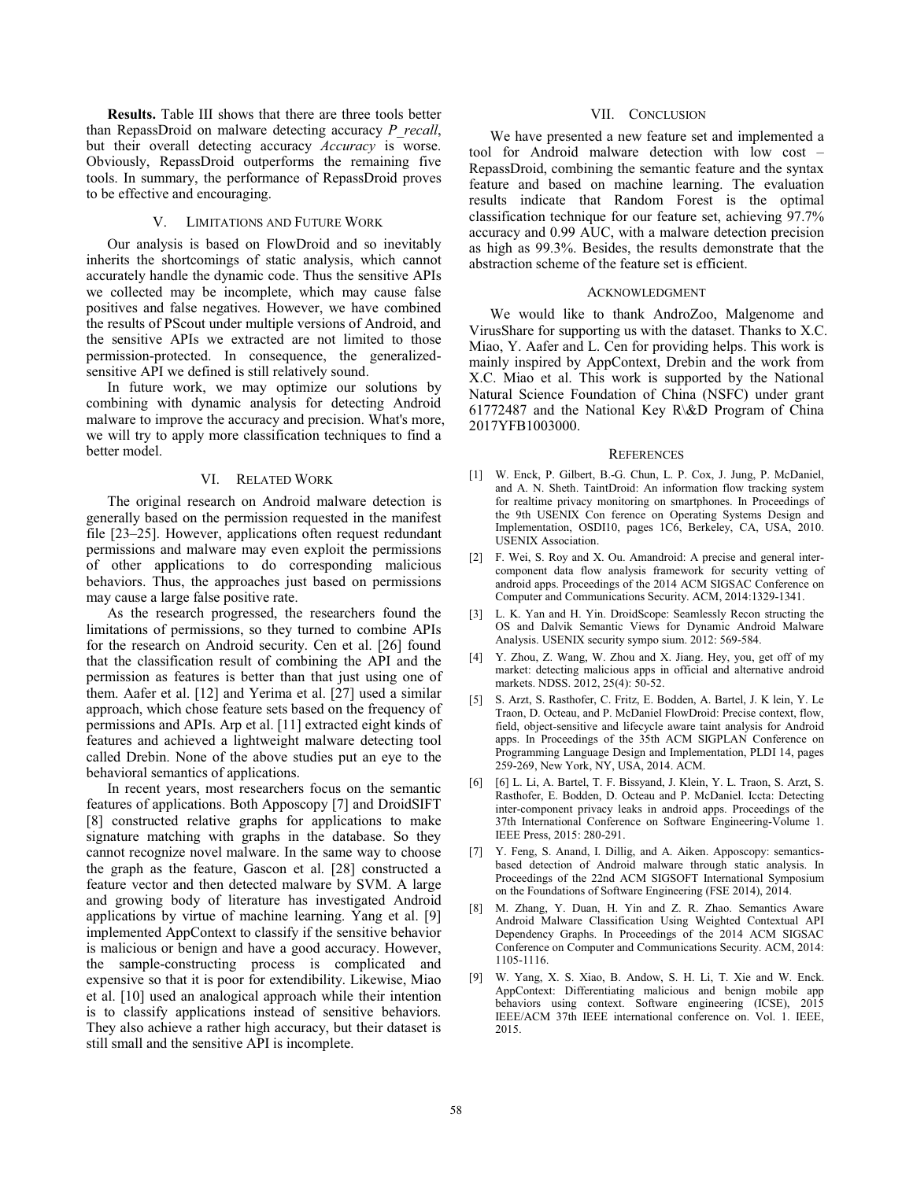**Results.** Table III shows that there are three tools better than RepassDroid on malware detecting accuracy *P_recall*, but their overall detecting accuracy *Accuracy* is worse. Obviously, RepassDroid outperforms the remaining five tools. In summary, the performance of RepassDroid proves to be effective and encouraging.

## V. LIMITATIONS AND FUTURE WORK

Our analysis is based on FlowDroid and so inevitably inherits the shortcomings of static analysis, which cannot accurately handle the dynamic code. Thus the sensitive APIs we collected may be incomplete, which may cause false positives and false negatives. However, we have combined the results of PScout under multiple versions of Android, and the sensitive APIs we extracted are not limited to those permission-protected. In consequence, the generalized-sensitive API we defined is still relatively sound.

In future work, we may optimize our solutions by combining with dynamic analysis for detecting Android malware to improve the accuracy and precision. What's more, we will try to apply more classification techniques to find a better model.

## VI. RELATED WORK

The original research on Android malware detection is generally based on the permission requested in the manifest file [23–25]. However, applications often request redundant permissions and malware may even exploit the permissions of other applications to do corresponding malicious behaviors. Thus, the approaches just based on permissions may cause a large false positive rate.

As the research progressed, the researchers found the limitations of permissions, so they turned to combine APIs for the research on Android security. Cen et al. [26] found that the classification result of combining the API and the permission as features is better than that just using one of them. Aafer et al. [12] and Yerima et al. [27] used a similar approach, which chose feature sets based on the frequency of permissions and APIs. Arp et al. [11] extracted eight kinds of features and achieved a lightweight malware detecting tool called Drebin. None of the above studies put an eye to the behavioral semantics of applications.

In recent years, most researchers focus on the semantic features of applications. Both Apposcopy [7] and DroidSIFT [8] constructed relative graphs for applications to make signature matching with graphs in the database. So they cannot recognize novel malware. In the same way to choose the graph as the feature, Gascon et al. [28] constructed a feature vector and then detected malware by SVM. A large and growing body of literature has investigated Android applications by virtue of machine learning. Yang et al. [9] implemented AppContext to classify if the sensitive behavior is malicious or benign and have a good accuracy. However, the sample-constructing process is complicated and expensive so that it is poor for extendibility. Likewise, Miao et al. [10] used an analogical approach while their intention is to classify applications instead of sensitive behaviors. They also achieve a rather high accuracy, but their dataset is still small and the sensitive API is incomplete.

## VII. CONCLUSION

We have presented a new feature set and implemented a tool for Android malware detection with low cost – RepassDroid, combining the semantic feature and the syntax feature and based on machine learning. The evaluation results indicate that Random Forest is the optimal classification technique for our feature set, achieving 97.7% accuracy and 0.99 AUC, with a malware detection precision as high as 99.3%. Besides, the results demonstrate that the abstraction scheme of the feature set is efficient.

## ACKNOWLEDGMENT

We would like to thank AndroZoo, Malgenome and VirusShare for supporting us with the dataset. Thanks to X.C. Miao, Y. Aafer and L. Cen for providing helps. This work is mainly inspired by AppContext, Drebin and the work from X.C. Miao et al. This work is supported by the National Natural Science Foundation of China (NSFC) under grant 61772487 and the National Key R\&D Program of China 2017YFB1003000.

## REFERENCES

[1] W. Enck, P. Gilbert, B.-G. Chun, L. P. Cox, J. Jung, P. McDaniel, and A. N. Sheth. TaintDroid: An information flow tracking system for realtime privacy monitoring on smartphones. In Proceedings of the 9th USENIX Con ference on Operating Systems Design and Implementation, OSDI10, pages 1C6, Berkeley, CA, USA, 2010. USENIX Association.

[2] F. Wei, S. Roy and X. Ou. Amandroid: A precise and general inter-component data flow analysis framework for security vetting of android apps. Proceedings of the 2014 ACM SIGSAC Conference on Computer and Communications Security. ACM, 2014:1329-1341.

[3] L. K. Yan and H. Yin. DroidScope: Seamlessly Recon structing the OS and Dalvik Semantic Views for Dynamic Android Malware Analysis. USENIX security sympo sium. 2012: 569-584.

[4] Y. Zhou, Z. Wang, W. Zhou and X. Jiang. Hey, you, get off of my market: detecting malicious apps in official and alternative android markets. NDSS. 2012, 25(4): 50-52.

[5] S. Arzt, S. Rasthofer, C. Fritz, E. Bodden, A. Bartel, J. K lein, Y. Le Traon, D. Octeau, and P. McDaniel FlowDroid: Precise context, flow, field, object-sensitive and lifecycle aware taint analysis for Android apps. In Proceedings of the 35th ACM SIGPLAN Conference on Programming Language Design and Implementation, PLDI 14, pages 259-269, New York, NY, USA, 2014. ACM.

[6] [6] L. Li, A. Bartel, T. F. Bissyand, J. Klein, Y. L. Traon, S. Arzt, S. Rasthofer, E. Bodden, D. Octeau and P. McDaniel. Iccta: Detecting inter-component privacy leaks in android apps. Proceedings of the 37th International Conference on Software Engineering-Volume 1. IEEE Press, 2015: 280-291.

[7] Y. Feng, S. Anand, I. Dillig, and A. Aiken. Apposcopy: semantics-based detection of Android malware through static analysis. In Proceedings of the 22nd ACM SIGSOFT International Symposium on the Foundations of Software Engineering (FSE 2014), 2014.

[8] M. Zhang, Y. Duan, H. Yin and Z. R. Zhao. Semantics Aware Android Malware Classification Using Weighted Contextual API Dependency Graphs. In Proceedings of the 2014 ACM SIGSAC Conference on Computer and Communications Security. ACM, 2014: 1105-1116.

[9] W. Yang, X. S. Xiao, B. Andow, S. H. Li, T. Xie and W. Enck. AppContext: Differentiating malicious and benign mobile app behaviors using context. Software engineering (ICSE), 2015 IEEE/ACM 37th IEEE international conference on. Vol. 1. IEEE, 2015.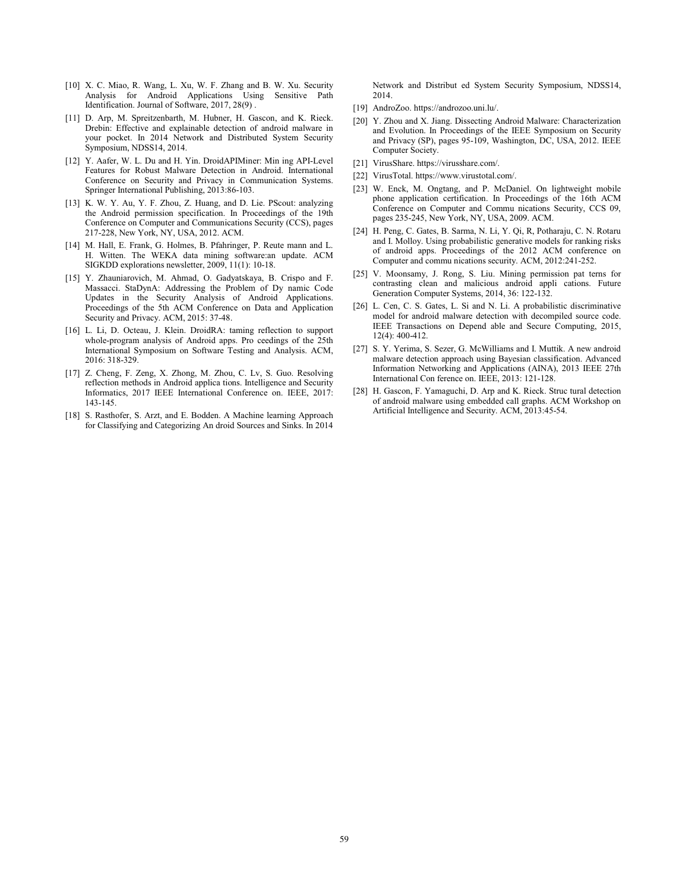[10] X. C. Miao, R. Wang, L. Xu, W. F. Zhang and B. W. Xu. Security Analysis for Android Applications Using Sensitive Path Identification. Journal of Software, 2017, 28(9) .

[11] D. Arp, M. Spreitzenbarth, M. Hubner, H. Gascon, and K. Rieck. Drebin: Effective and explainable detection of android malware in your pocket. In 2014 Network and Distributed System Security Symposium, NDSS14, 2014.

[12] Y. Aafer, W. L. Du and H. Yin. DroidAPIMiner: Min ing API-Level Features for Robust Malware Detection in Android. International Conference on Security and Privacy in Communication Systems. Springer International Publishing, 2013:86-103.

[13] K. W. Y. Au, Y. F. Zhou, Z. Huang, and D. Lie. PScout: analyzing the Android permission specification. In Proceedings of the 19th Conference on Computer and Communications Security (CCS), pages 217-228, New York, NY, USA, 2012. ACM.

[14] M. Hall, E. Frank, G. Holmes, B. Pfahringer, P. Reute mann and L. H. Witten. The WEKA data mining software:an update. ACM SIGKDD explorations newsletter, 2009, 11(1): 10-18.

[15] Y. Zhauniarovich, M. Ahmad, O. Gadyatskaya, B. Crispo and F. Massacci. StaDynA: Addressing the Problem of Dy namic Code Updates in the Security Analysis of Android Applications. Proceedings of the 5th ACM Conference on Data and Application Security and Privacy. ACM, 2015: 37-48.

[16] L. Li, D. Octeau, J. Klein. DroidRA: taming reflection to support whole-program analysis of Android apps. Pro ceedings of the 25th International Symposium on Software Testing and Analysis. ACM, 2016: 318-329.

[17] Z. Cheng, F. Zeng, X. Zhong, M. Zhou, C. Lv, S. Guo. Resolving reflection methods in Android applica tions. Intelligence and Security Informatics, 2017 IEEE International Conference on. IEEE, 2017: 143-145.

[18] S. Rasthofer, S. Arzt, and E. Bodden. A Machine learning Approach for Classifying and Categorizing An droid Sources and Sinks. In 2014 Network and Distribut ed System Security Symposium, NDSS14, 2014.

[19] AndroZoo. https://androzoo.uni.lu/.

[20] Y. Zhou and X. Jiang. Dissecting Android Malware: Characterization and Evolution. In Proceedings of the IEEE Symposium on Security and Privacy (SP), pages 95-109, Washington, DC, USA, 2012. IEEE Computer Society.

[21] VirusShare. https://virusshare.com/.

[22] VirusTotal. https://www.virustotal.com/.

[23] W. Enck, M. Ongtang, and P. McDaniel. On lightweight mobile phone application certification. In Proceedings of the 16th ACM Conference on Computer and Commu nications Security, CCS 09, pages 235-245, New York, NY, USA, 2009. ACM.

[24] H. Peng, C. Gates, B. Sarma, N. Li, Y. Qi, R, Potharaju, C. N. Rotaru and I. Molloy. Using probabilistic generative models for ranking risks of android apps. Proceedings of the 2012 ACM conference on Computer and commu nications security. ACM, 2012:241-252.

[25] V. Moonsamy, J. Rong, S. Liu. Mining permission pat terns for contrasting clean and malicious android appli cations. Future Generation Computer Systems, 2014, 36: 122-132.

[26] L. Cen, C. S. Gates, L. Si and N. Li. A probabilistic discriminative model for android malware detection with decompiled source code. IEEE Transactions on Depend able and Secure Computing, 2015, 12(4): 400-412.

[27] S. Y. Yerima, S. Sezer, G. McWilliams and I. Muttik. A new android malware detection approach using Bayesian classification. Advanced Information Networking and Applications (AINA), 2013 IEEE 27th International Con ference on. IEEE, 2013: 121-128.

[28] H. Gascon, F. Yamaguchi, D. Arp and K. Rieck. Struc tural detection of android malware using embedded call graphs. ACM Workshop on Artificial Intelligence and Security. ACM, 2013:45-54.